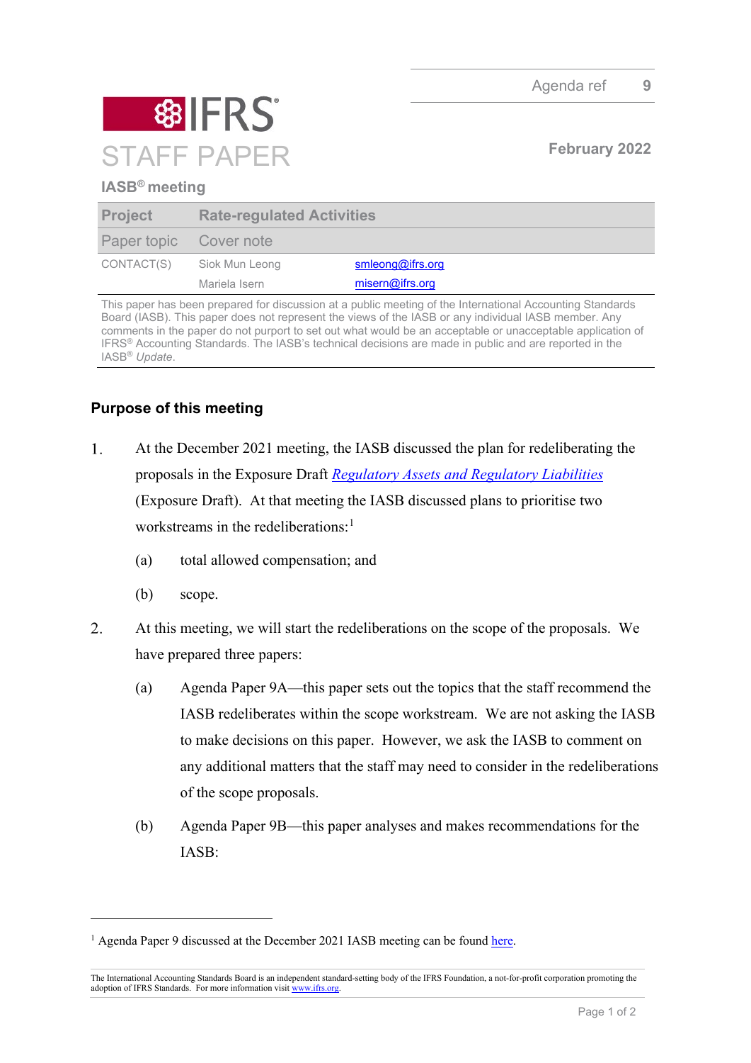Agenda ref 9

# IFRS STAFF PAPER

February 2022

**IASB® meeting**

| Project | Rate-regulated Activities | |
|---|---|---|
| Paper topic | Cover note | |
| CONTACT(S) | Siok Mun Leong | smleong@ifrs.org |
| | Mariela Isern | misern@ifrs.org |

This paper has been prepared for discussion at a public meeting of the International Accounting Standards Board (IASB). This paper does not represent the views of the IASB or any individual IASB member. Any comments in the paper do not purport to set out what would be an acceptable or unacceptable application of IFRS® Accounting Standards. The IASB's technical decisions are made in public and are reported in the IASB® *Update*.

## Purpose of this meeting

1. At the December 2021 meeting, the IASB discussed the plan for redeliberating the proposals in the Exposure Draft *Regulatory Assets and Regulatory Liabilities* (Exposure Draft). At that meeting the IASB discussed plans to prioritise two workstreams in the redeliberations:[1]
   (a) total allowed compensation; and
   (b) scope.
2. At this meeting, we will start the redeliberations on the scope of the proposals. We have prepared three papers:
   (a) Agenda Paper 9A—this paper sets out the topics that the staff recommend the IASB redeliberates within the scope workstream. We are not asking the IASB to make decisions on this paper. However, we ask the IASB to comment on any additional matters that the staff may need to consider in the redeliberations of the scope proposals.
   (b) Agenda Paper 9B—this paper analyses and makes recommendations for the IASB:

[1] Agenda Paper 9 discussed at the December 2021 IASB meeting can be found here.

The International Accounting Standards Board is an independent standard-setting body of the IFRS Foundation, a not-for-profit corporation promoting the adoption of IFRS Standards. For more information visit www.ifrs.org.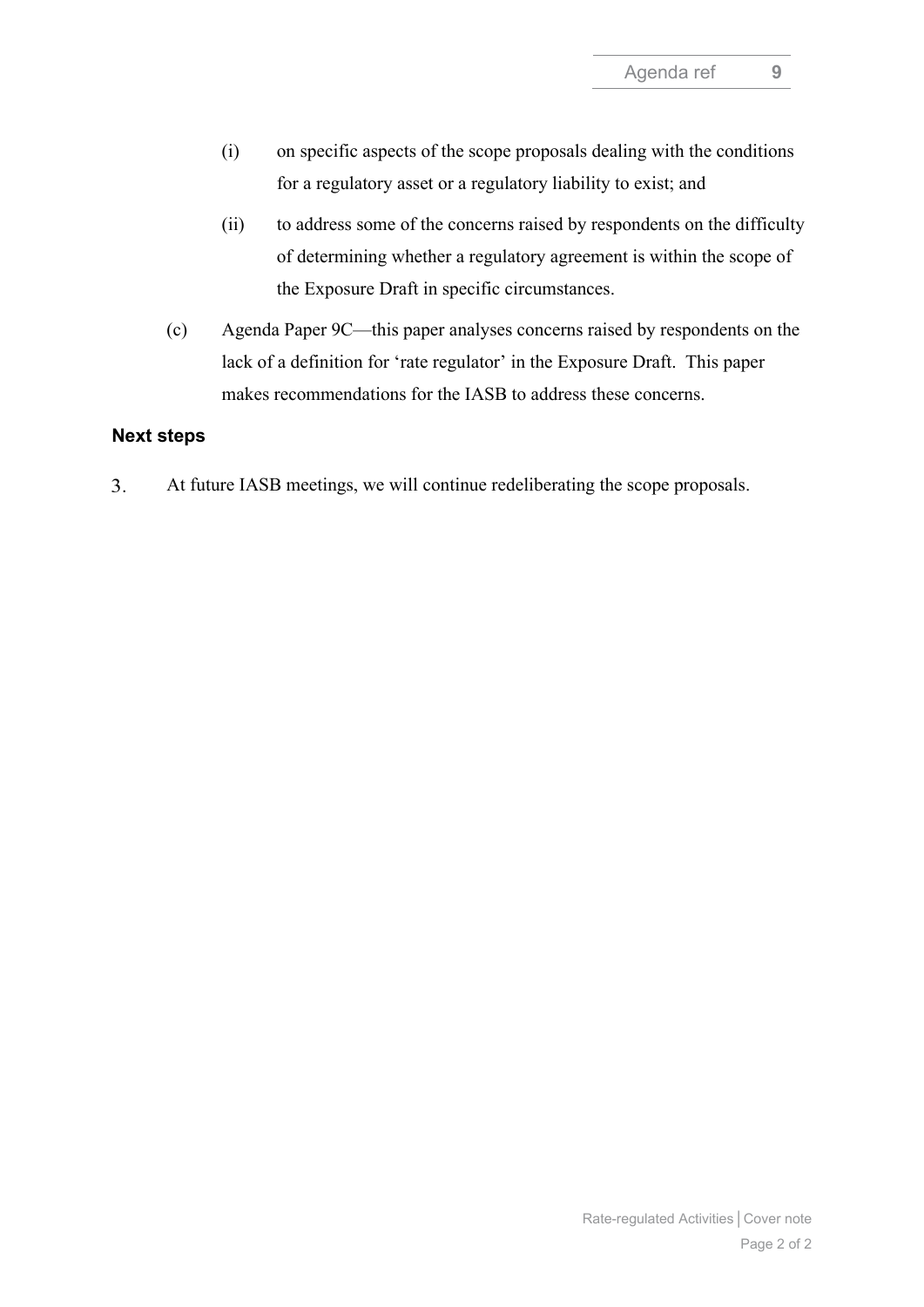(i) on specific aspects of the scope proposals dealing with the conditions for a regulatory asset or a regulatory liability to exist; and

(ii) to address some of the concerns raised by respondents on the difficulty of determining whether a regulatory agreement is within the scope of the Exposure Draft in specific circumstances.

(c) Agenda Paper 9C—this paper analyses concerns raised by respondents on the lack of a definition for 'rate regulator' in the Exposure Draft. This paper makes recommendations for the IASB to address these concerns.

**Next steps**

3. At future IASB meetings, we will continue redeliberating the scope proposals.